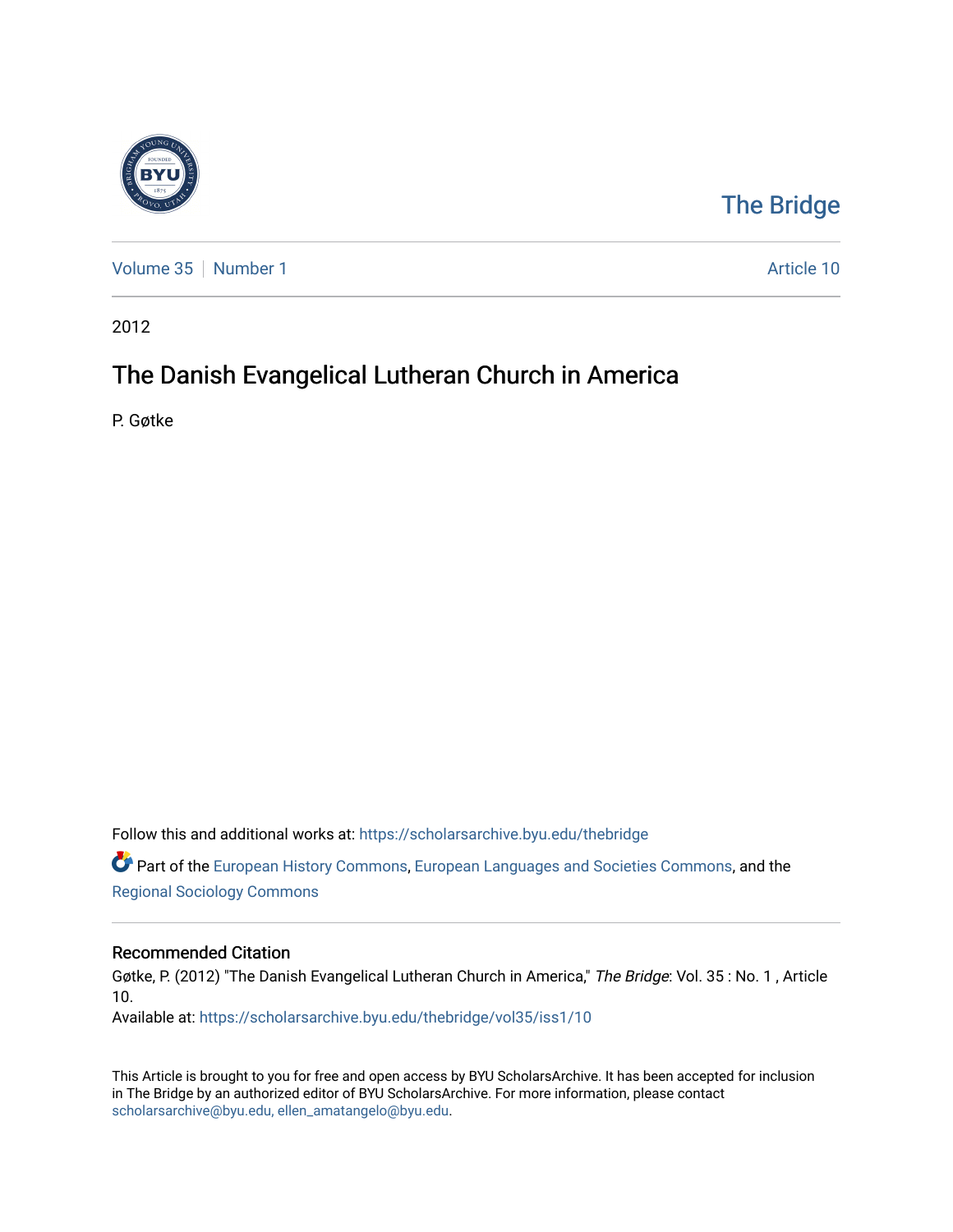The Bridge

Volume 35 | Number 1

Article 10

2012

# The Danish Evangelical Lutheran Church in America

P. Gøtke

Follow this and additional works at: https://scholarsarchive.byu.edu/thebridge

Part of the European History Commons, European Languages and Societies Commons, and the Regional Sociology Commons

## Recommended Citation

Gøtke, P. (2012) "The Danish Evangelical Lutheran Church in America," *The Bridge*: Vol. 35 : No. 1 , Article 10.

Available at: https://scholarsarchive.byu.edu/thebridge/vol35/iss1/10

This Article is brought to you for free and open access by BYU ScholarsArchive. It has been accepted for inclusion in The Bridge by an authorized editor of BYU ScholarsArchive. For more information, please contact scholarsarchive@byu.edu, ellen_amatangelo@byu.edu.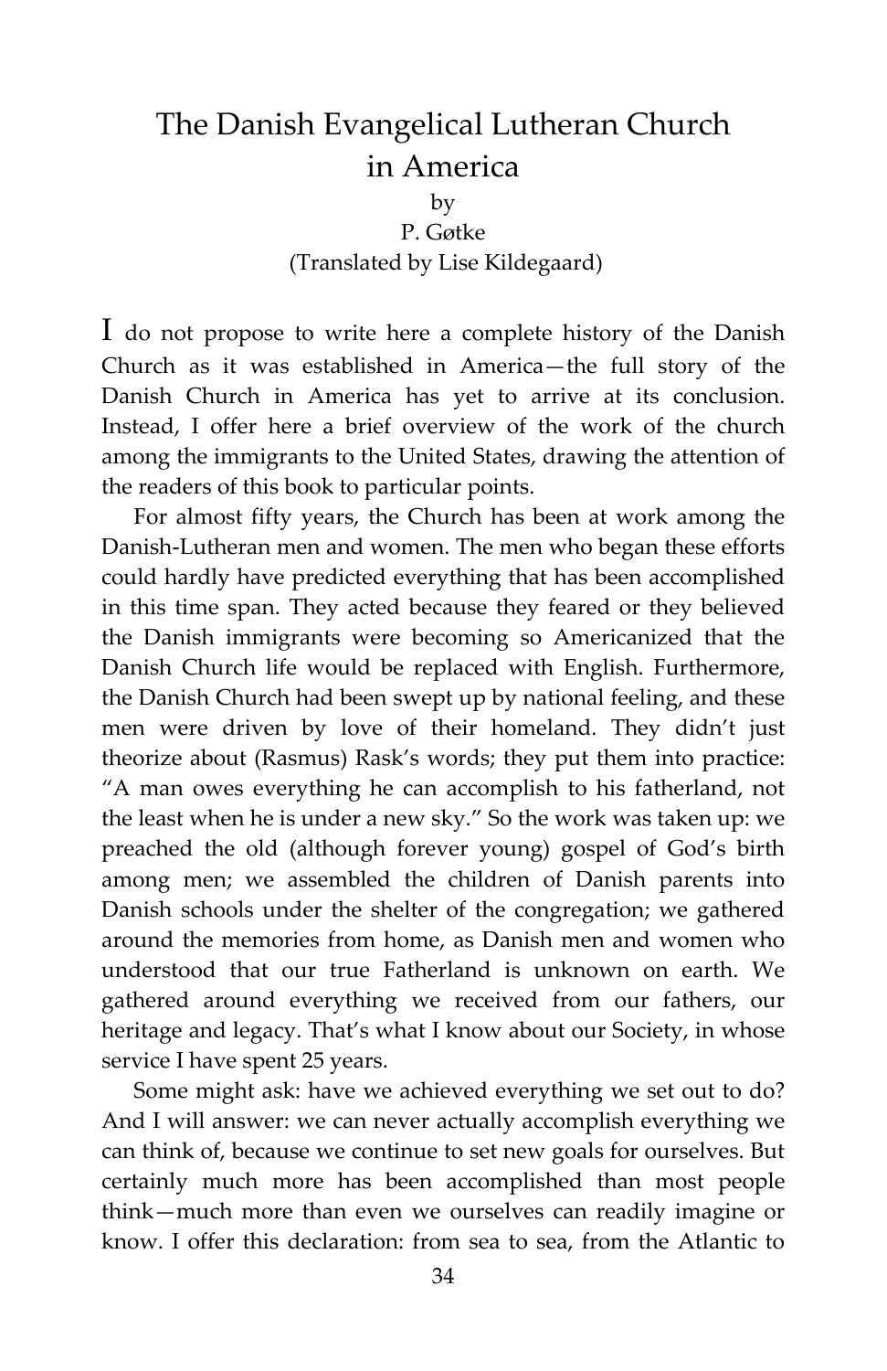# The Danish Evangelical Lutheran Church in America

by

P. Gøtke

(Translated by Lise Kildegaard)

I do not propose to write here a complete history of the Danish Church as it was established in America—the full story of the Danish Church in America has yet to arrive at its conclusion. Instead, I offer here a brief overview of the work of the church among the immigrants to the United States, drawing the attention of the readers of this book to particular points.

For almost fifty years, the Church has been at work among the Danish-Lutheran men and women. The men who began these efforts could hardly have predicted everything that has been accomplished in this time span. They acted because they feared or they believed the Danish immigrants were becoming so Americanized that the Danish Church life would be replaced with English. Furthermore, the Danish Church had been swept up by national feeling, and these men were driven by love of their homeland. They didn't just theorize about (Rasmus) Rask's words; they put them into practice: "A man owes everything he can accomplish to his fatherland, not the least when he is under a new sky." So the work was taken up: we preached the old (although forever young) gospel of God's birth among men; we assembled the children of Danish parents into Danish schools under the shelter of the congregation; we gathered around the memories from home, as Danish men and women who understood that our true Fatherland is unknown on earth. We gathered around everything we received from our fathers, our heritage and legacy. That's what I know about our Society, in whose service I have spent 25 years.

Some might ask: have we achieved everything we set out to do? And I will answer: we can never actually accomplish everything we can think of, because we continue to set new goals for ourselves. But certainly much more has been accomplished than most people think—much more than even we ourselves can readily imagine or know. I offer this declaration: from sea to sea, from the Atlantic to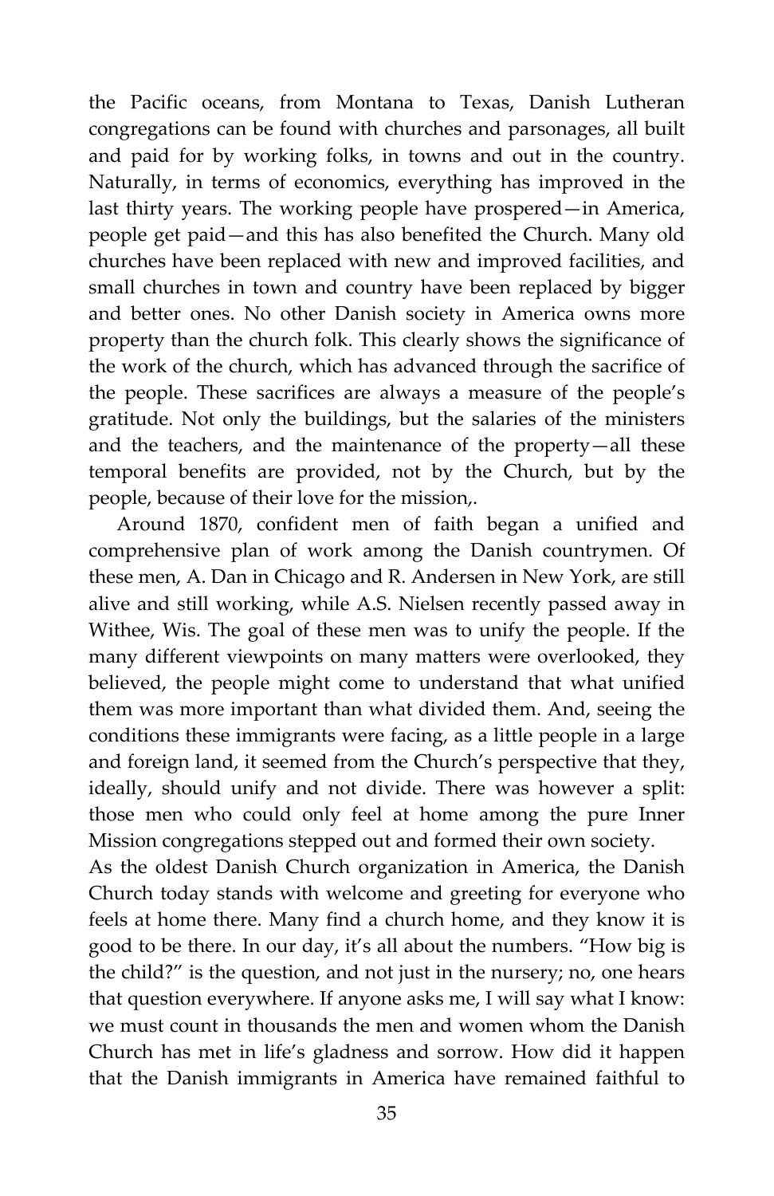the Pacific oceans, from Montana to Texas, Danish Lutheran congregations can be found with churches and parsonages, all built and paid for by working folks, in towns and out in the country. Naturally, in terms of economics, everything has improved in the last thirty years. The working people have prospered—in America, people get paid—and this has also benefited the Church. Many old churches have been replaced with new and improved facilities, and small churches in town and country have been replaced by bigger and better ones. No other Danish society in America owns more property than the church folk. This clearly shows the significance of the work of the church, which has advanced through the sacrifice of the people. These sacrifices are always a measure of the people's gratitude. Not only the buildings, but the salaries of the ministers and the teachers, and the maintenance of the property—all these temporal benefits are provided, not by the Church, but by the people, because of their love for the mission,.

Around 1870, confident men of faith began a unified and comprehensive plan of work among the Danish countrymen. Of these men, A. Dan in Chicago and R. Andersen in New York, are still alive and still working, while A.S. Nielsen recently passed away in Withee, Wis. The goal of these men was to unify the people. If the many different viewpoints on many matters were overlooked, they believed, the people might come to understand that what unified them was more important than what divided them. And, seeing the conditions these immigrants were facing, as a little people in a large and foreign land, it seemed from the Church's perspective that they, ideally, should unify and not divide. There was however a split: those men who could only feel at home among the pure Inner Mission congregations stepped out and formed their own society.

As the oldest Danish Church organization in America, the Danish Church today stands with welcome and greeting for everyone who feels at home there. Many find a church home, and they know it is good to be there. In our day, it's all about the numbers. "How big is the child?" is the question, and not just in the nursery; no, one hears that question everywhere. If anyone asks me, I will say what I know: we must count in thousands the men and women whom the Danish Church has met in life's gladness and sorrow. How did it happen that the Danish immigrants in America have remained faithful to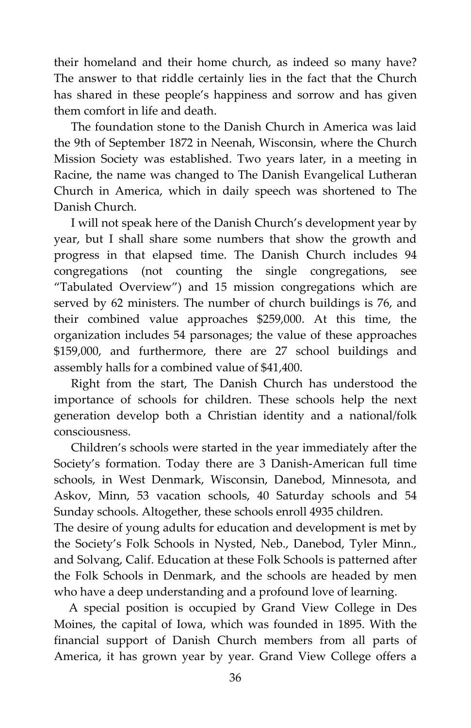their homeland and their home church, as indeed so many have? The answer to that riddle certainly lies in the fact that the Church has shared in these people's happiness and sorrow and has given them comfort in life and death.

The foundation stone to the Danish Church in America was laid the 9th of September 1872 in Neenah, Wisconsin, where the Church Mission Society was established. Two years later, in a meeting in Racine, the name was changed to The Danish Evangelical Lutheran Church in America, which in daily speech was shortened to The Danish Church.

I will not speak here of the Danish Church's development year by year, but I shall share some numbers that show the growth and progress in that elapsed time. The Danish Church includes 94 congregations (not counting the single congregations, see "Tabulated Overview") and 15 mission congregations which are served by 62 ministers. The number of church buildings is 76, and their combined value approaches $259,000. At this time, the organization includes 54 parsonages; the value of these approaches $159,000, and furthermore, there are 27 school buildings and assembly halls for a combined value of $41,400.

Right from the start, The Danish Church has understood the importance of schools for children. These schools help the next generation develop both a Christian identity and a national/folk consciousness.

Children's schools were started in the year immediately after the Society's formation. Today there are 3 Danish-American full time schools, in West Denmark, Wisconsin, Danebod, Minnesota, and Askov, Minn, 53 vacation schools, 40 Saturday schools and 54 Sunday schools. Altogether, these schools enroll 4935 children.

The desire of young adults for education and development is met by the Society's Folk Schools in Nysted, Neb., Danebod, Tyler Minn., and Solvang, Calif. Education at these Folk Schools is patterned after the Folk Schools in Denmark, and the schools are headed by men who have a deep understanding and a profound love of learning.

A special position is occupied by Grand View College in Des Moines, the capital of Iowa, which was founded in 1895. With the financial support of Danish Church members from all parts of America, it has grown year by year. Grand View College offers a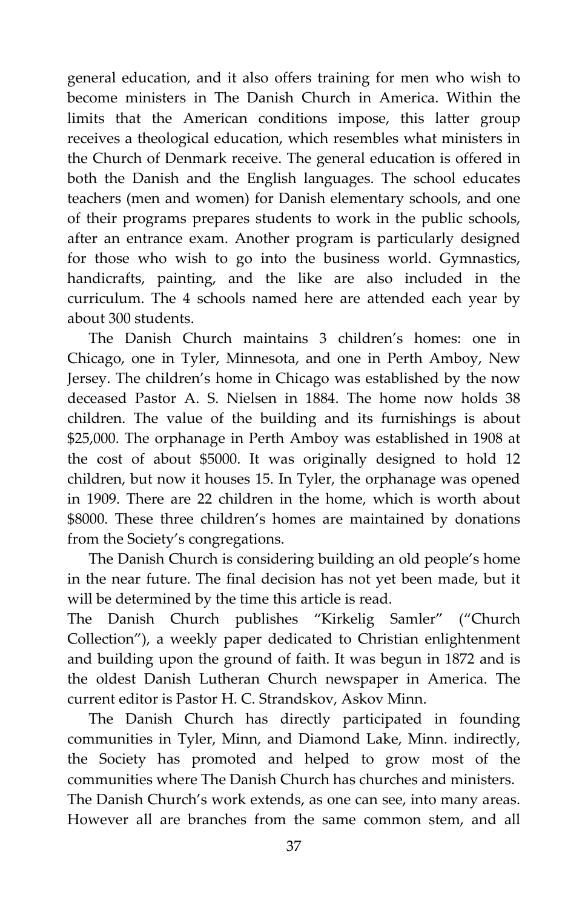general education, and it also offers training for men who wish to become ministers in The Danish Church in America. Within the limits that the American conditions impose, this latter group receives a theological education, which resembles what ministers in the Church of Denmark receive. The general education is offered in both the Danish and the English languages. The school educates teachers (men and women) for Danish elementary schools, and one of their programs prepares students to work in the public schools, after an entrance exam. Another program is particularly designed for those who wish to go into the business world. Gymnastics, handicrafts, painting, and the like are also included in the curriculum. The 4 schools named here are attended each year by about 300 students.

The Danish Church maintains 3 children's homes: one in Chicago, one in Tyler, Minnesota, and one in Perth Amboy, New Jersey. The children's home in Chicago was established by the now deceased Pastor A. S. Nielsen in 1884. The home now holds 38 children. The value of the building and its furnishings is about $25,000. The orphanage in Perth Amboy was established in 1908 at the cost of about $5000. It was originally designed to hold 12 children, but now it houses 15. In Tyler, the orphanage was opened in 1909. There are 22 children in the home, which is worth about $8000. These three children's homes are maintained by donations from the Society's congregations.

The Danish Church is considering building an old people's home in the near future. The final decision has not yet been made, but it will be determined by the time this article is read.

The Danish Church publishes "Kirkelig Samler" ("Church Collection"), a weekly paper dedicated to Christian enlightenment and building upon the ground of faith. It was begun in 1872 and is the oldest Danish Lutheran Church newspaper in America. The current editor is Pastor H. C. Strandskov, Askov Minn.

The Danish Church has directly participated in founding communities in Tyler, Minn, and Diamond Lake, Minn. indirectly, the Society has promoted and helped to grow most of the communities where The Danish Church has churches and ministers.

The Danish Church's work extends, as one can see, into many areas. However all are branches from the same common stem, and all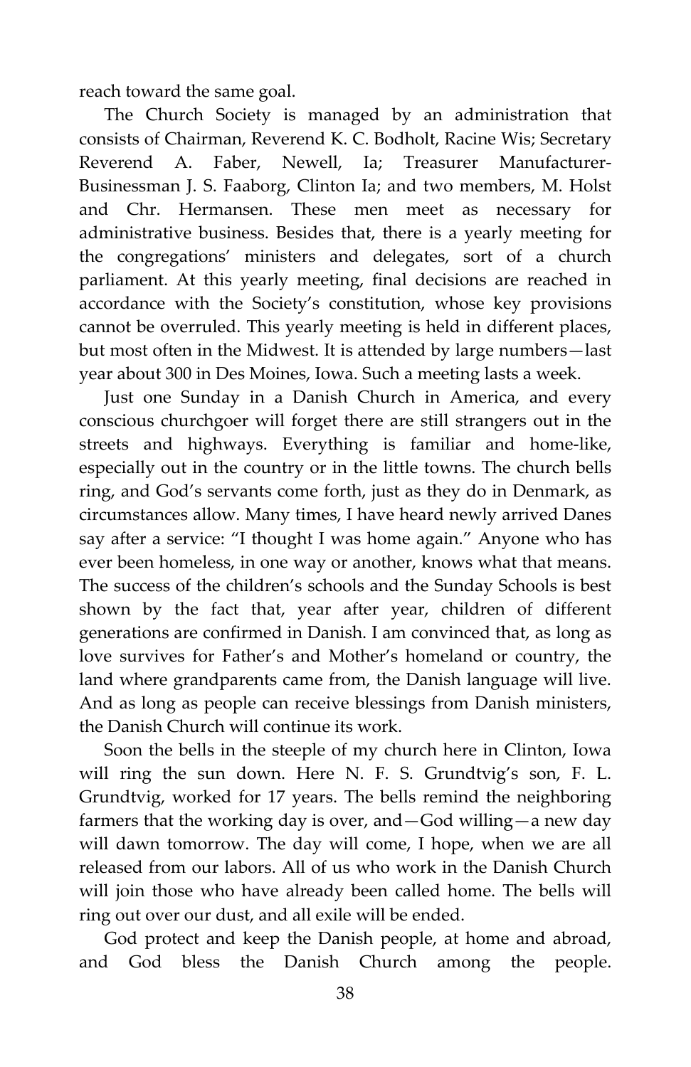reach toward the same goal.

The Church Society is managed by an administration that consists of Chairman, Reverend K. C. Bodholt, Racine Wis; Secretary Reverend A. Faber, Newell, Ia; Treasurer Manufacturer-Businessman J. S. Faaborg, Clinton Ia; and two members, M. Holst and Chr. Hermansen. These men meet as necessary for administrative business. Besides that, there is a yearly meeting for the congregations' ministers and delegates, sort of a church parliament. At this yearly meeting, final decisions are reached in accordance with the Society's constitution, whose key provisions cannot be overruled. This yearly meeting is held in different places, but most often in the Midwest. It is attended by large numbers—last year about 300 in Des Moines, Iowa. Such a meeting lasts a week.

Just one Sunday in a Danish Church in America, and every conscious churchgoer will forget there are still strangers out in the streets and highways. Everything is familiar and home-like, especially out in the country or in the little towns. The church bells ring, and God's servants come forth, just as they do in Denmark, as circumstances allow. Many times, I have heard newly arrived Danes say after a service: "I thought I was home again." Anyone who has ever been homeless, in one way or another, knows what that means. The success of the children's schools and the Sunday Schools is best shown by the fact that, year after year, children of different generations are confirmed in Danish. I am convinced that, as long as love survives for Father's and Mother's homeland or country, the land where grandparents came from, the Danish language will live. And as long as people can receive blessings from Danish ministers, the Danish Church will continue its work.

Soon the bells in the steeple of my church here in Clinton, Iowa will ring the sun down. Here N. F. S. Grundtvig's son, F. L. Grundtvig, worked for 17 years. The bells remind the neighboring farmers that the working day is over, and—God willing—a new day will dawn tomorrow. The day will come, I hope, when we are all released from our labors. All of us who work in the Danish Church will join those who have already been called home. The bells will ring out over our dust, and all exile will be ended.

God protect and keep the Danish people, at home and abroad, and God bless the Danish Church among the people.